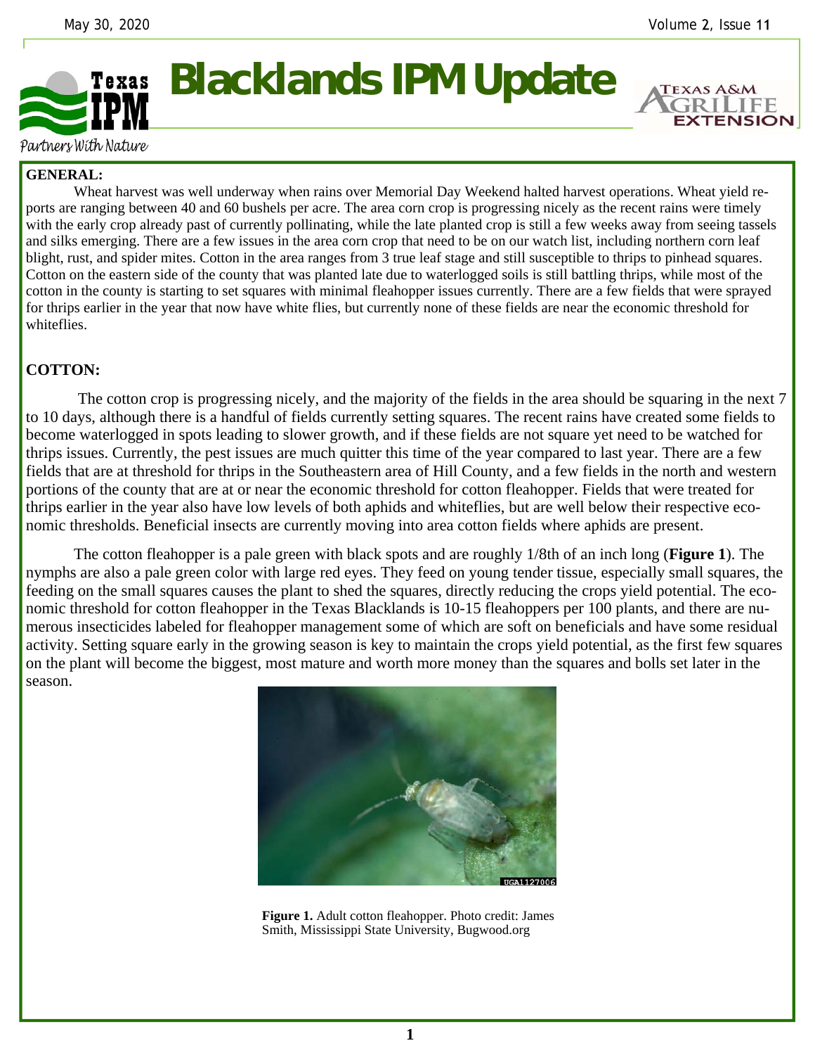# Blacklands IPM Update

Partners With Nature

**GENERAL:**

Wheat harvest was well underway when rains over Memorial Day Weekend halted harvest operations. Wheat yield reports are ranging between 40 and 60 bushels per acre. The area corn crop is progressing nicely as the recent rains were timely with the early crop already past of currently pollinating, while the late planted crop is still a few weeks away from seeing tassels and silks emerging. There are a few issues in the area corn crop that need to be on our watch list, including northern corn leaf blight, rust, and spider mites. Cotton in the area ranges from 3 true leaf stage and still susceptible to thrips to pinhead squares. Cotton on the eastern side of the county that was planted late due to waterlogged soils is still battling thrips, while most of the cotton in the county is starting to set squares with minimal fleahopper issues currently. There are a few fields that were sprayed for thrips earlier in the year that now have white flies, but currently none of these fields are near the economic threshold for whiteflies.

**COTTON:**

The cotton crop is progressing nicely, and the majority of the fields in the area should be squaring in the next 7 to 10 days, although there is a handful of fields currently setting squares. The recent rains have created some fields to become waterlogged in spots leading to slower growth, and if these fields are not square yet need to be watched for thrips issues. Currently, the pest issues are much quitter this time of the year compared to last year. There are a few fields that are at threshold for thrips in the Southeastern area of Hill County, and a few fields in the north and western portions of the county that are at or near the economic threshold for cotton fleahopper. Fields that were treated for thrips earlier in the year also have low levels of both aphids and whiteflies, but are well below their respective economic thresholds. Beneficial insects are currently moving into area cotton fields where aphids are present.

The cotton fleahopper is a pale green with black spots and are roughly 1/8th of an inch long (**Figure 1**). The nymphs are also a pale green color with large red eyes. They feed on young tender tissue, especially small squares, the feeding on the small squares causes the plant to shed the squares, directly reducing the crops yield potential. The economic threshold for cotton fleahopper in the Texas Blacklands is 10-15 fleahoppers per 100 plants, and there are numerous insecticides labeled for fleahopper management some of which are soft on beneficials and have some residual activity. Setting square early in the growing season is key to maintain the crops yield potential, as the first few squares on the plant will become the biggest, most mature and worth more money than the squares and bolls set later in the season.

**Figure 1.** Adult cotton fleahopper. Photo credit: James Smith, Mississippi State University, Bugwood.org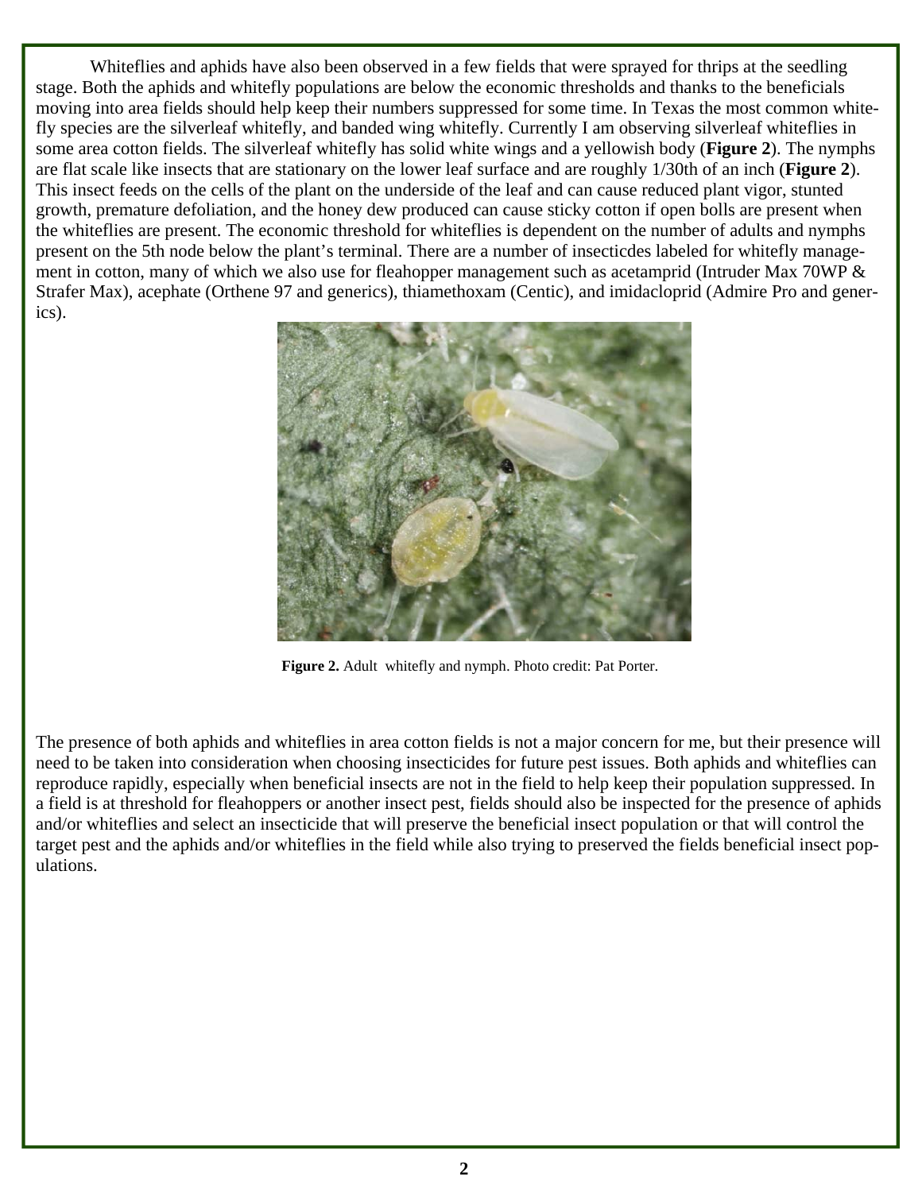Whiteflies and aphids have also been observed in a few fields that were sprayed for thrips at the seedling stage. Both the aphids and whitefly populations are below the economic thresholds and thanks to the beneficials moving into area fields should help keep their numbers suppressed for some time. In Texas the most common whitefly species are the silverleaf whitefly, and banded wing whitefly. Currently I am observing silverleaf whiteflies in some area cotton fields. The silverleaf whitefly has solid white wings and a yellowish body (**Figure 2**). The nymphs are flat scale like insects that are stationary on the lower leaf surface and are roughly 1/30th of an inch (**Figure 2**). This insect feeds on the cells of the plant on the underside of the leaf and can cause reduced plant vigor, stunted growth, premature defoliation, and the honey dew produced can cause sticky cotton if open bolls are present when the whiteflies are present. The economic threshold for whiteflies is dependent on the number of adults and nymphs present on the 5th node below the plant's terminal. There are a number of insecticdes labeled for whitefly management in cotton, many of which we also use for fleahopper management such as acetamprid (Intruder Max 70WP & Strafer Max), acephate (Orthene 97 and generics), thiamethoxam (Centic), and imidacloprid (Admire Pro and generics).

**Figure 2.** Adult whitefly and nymph. Photo credit: Pat Porter.

The presence of both aphids and whiteflies in area cotton fields is not a major concern for me, but their presence will need to be taken into consideration when choosing insecticides for future pest issues. Both aphids and whiteflies can reproduce rapidly, especially when beneficial insects are not in the field to help keep their population suppressed. In a field is at threshold for fleahoppers or another insect pest, fields should also be inspected for the presence of aphids and/or whiteflies and select an insecticide that will preserve the beneficial insect population or that will control the target pest and the aphids and/or whiteflies in the field while also trying to preserved the fields beneficial insect populations.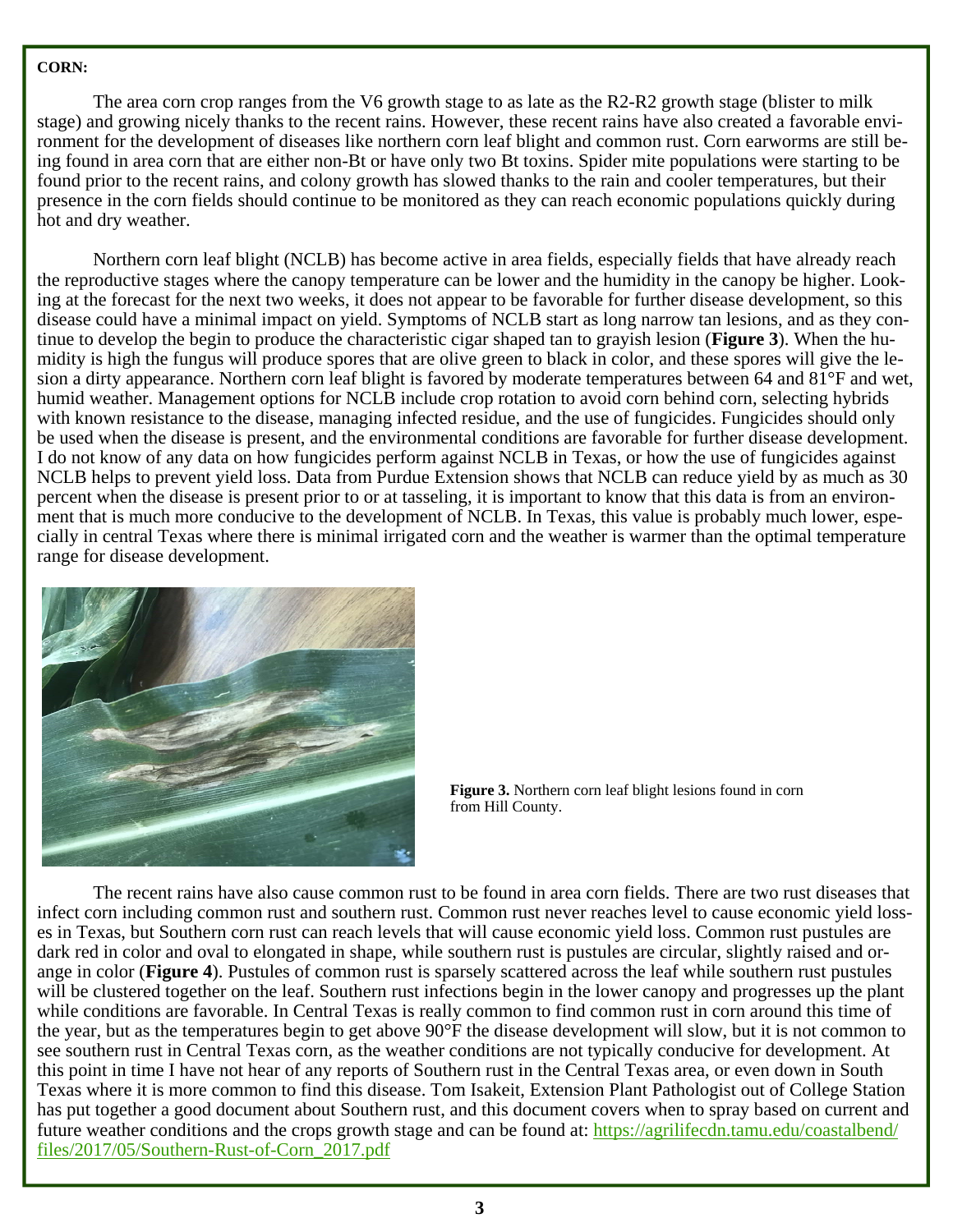**CORN:**

The area corn crop ranges from the V6 growth stage to as late as the R2-R2 growth stage (blister to milk stage) and growing nicely thanks to the recent rains. However, these recent rains have also created a favorable environment for the development of diseases like northern corn leaf blight and common rust. Corn earworms are still being found in area corn that are either non-Bt or have only two Bt toxins. Spider mite populations were starting to be found prior to the recent rains, and colony growth has slowed thanks to the rain and cooler temperatures, but their presence in the corn fields should continue to be monitored as they can reach economic populations quickly during hot and dry weather.

Northern corn leaf blight (NCLB) has become active in area fields, especially fields that have already reach the reproductive stages where the canopy temperature can be lower and the humidity in the canopy be higher. Looking at the forecast for the next two weeks, it does not appear to be favorable for further disease development, so this disease could have a minimal impact on yield. Symptoms of NCLB start as long narrow tan lesions, and as they continue to develop the begin to produce the characteristic cigar shaped tan to grayish lesion (**Figure 3**). When the humidity is high the fungus will produce spores that are olive green to black in color, and these spores will give the lesion a dirty appearance. Northern corn leaf blight is favored by moderate temperatures between 64 and 81°F and wet, humid weather. Management options for NCLB include crop rotation to avoid corn behind corn, selecting hybrids with known resistance to the disease, managing infected residue, and the use of fungicides. Fungicides should only be used when the disease is present, and the environmental conditions are favorable for further disease development. I do not know of any data on how fungicides perform against NCLB in Texas, or how the use of fungicides against NCLB helps to prevent yield loss. Data from Purdue Extension shows that NCLB can reduce yield by as much as 30 percent when the disease is present prior to or at tasseling, it is important to know that this data is from an environment that is much more conducive to the development of NCLB. In Texas, this value is probably much lower, especially in central Texas where there is minimal irrigated corn and the weather is warmer than the optimal temperature range for disease development.

**Figure 3.** Northern corn leaf blight lesions found in corn from Hill County.

The recent rains have also cause common rust to be found in area corn fields. There are two rust diseases that infect corn including common rust and southern rust. Common rust never reaches level to cause economic yield losses in Texas, but Southern corn rust can reach levels that will cause economic yield loss. Common rust pustules are dark red in color and oval to elongated in shape, while southern rust is pustules are circular, slightly raised and orange in color (**Figure 4**). Pustules of common rust is sparsely scattered across the leaf while southern rust pustules will be clustered together on the leaf. Southern rust infections begin in the lower canopy and progresses up the plant while conditions are favorable. In Central Texas is really common to find common rust in corn around this time of the year, but as the temperatures begin to get above 90°F the disease development will slow, but it is not common to see southern rust in Central Texas corn, as the weather conditions are not typically conducive for development. At this point in time I have not hear of any reports of Southern rust in the Central Texas area, or even down in South Texas where it is more common to find this disease. Tom Isakeit, Extension Plant Pathologist out of College Station has put together a good document about Southern rust, and this document covers when to spray based on current and future weather conditions and the crops growth stage and can be found at: https://agrilifecdn.tamu.edu/coastalbend/files/2017/05/Southern-Rust-of-Corn_2017.pdf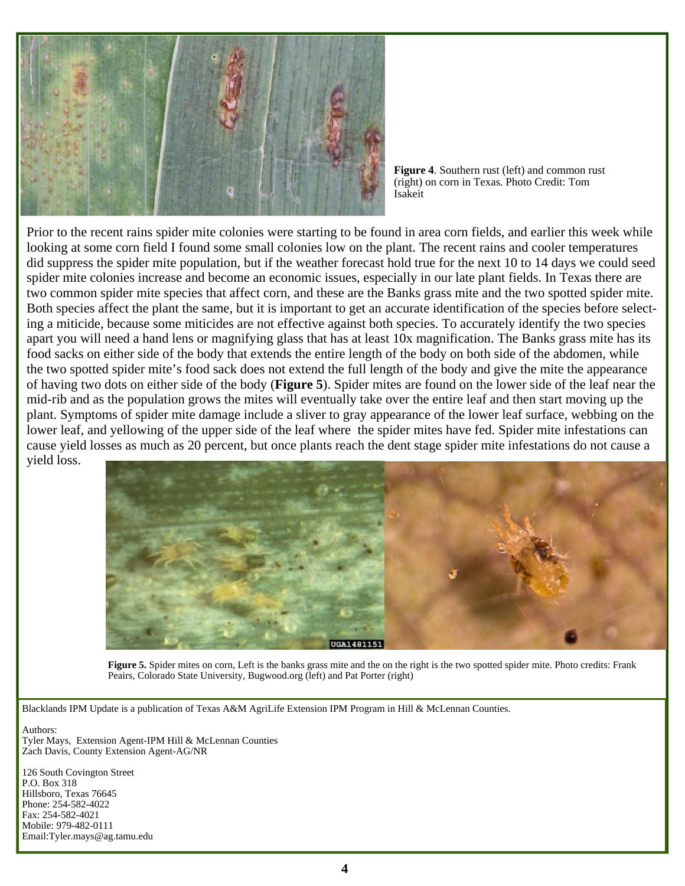**Figure 4**. Southern rust (left) and common rust (right) on corn in Texas. Photo Credit: Tom Isakeit

Prior to the recent rains spider mite colonies were starting to be found in area corn fields, and earlier this week while looking at some corn field I found some small colonies low on the plant. The recent rains and cooler temperatures did suppress the spider mite population, but if the weather forecast hold true for the next 10 to 14 days we could seed spider mite colonies increase and become an economic issues, especially in our late plant fields. In Texas there are two common spider mite species that affect corn, and these are the Banks grass mite and the two spotted spider mite. Both species affect the plant the same, but it is important to get an accurate identification of the species before selecting a miticide, because some miticides are not effective against both species. To accurately identify the two species apart you will need a hand lens or magnifying glass that has at least 10x magnification. The Banks grass mite has its food sacks on either side of the body that extends the entire length of the body on both side of the abdomen, while the two spotted spider mite's food sack does not extend the full length of the body and give the mite the appearance of having two dots on either side of the body (**Figure 5**). Spider mites are found on the lower side of the leaf near the mid-rib and as the population grows the mites will eventually take over the entire leaf and then start moving up the plant. Symptoms of spider mite damage include a sliver to gray appearance of the lower leaf surface, webbing on the lower leaf, and yellowing of the upper side of the leaf where the spider mites have fed. Spider mite infestations can cause yield losses as much as 20 percent, but once plants reach the dent stage spider mite infestations do not cause a yield loss.

**Figure 5.** Spider mites on corn, Left is the banks grass mite and the on the right is the two spotted spider mite. Photo credits: Frank Peairs, Colorado State University, Bugwood.org (left) and Pat Porter (right)

Blacklands IPM Update is a publication of Texas A&M AgriLife Extension IPM Program in Hill & McLennan Counties.

Authors:
Tyler Mays, Extension Agent-IPM Hill & McLennan Counties
Zach Davis, County Extension Agent-AG/NR

126 South Covington Street
P.O. Box 318
Hillsboro, Texas 76645
Phone: 254-582-4022
Fax: 254-582-4021
Mobile: 979-482-0111
Email:Tyler.mays@ag.tamu.edu